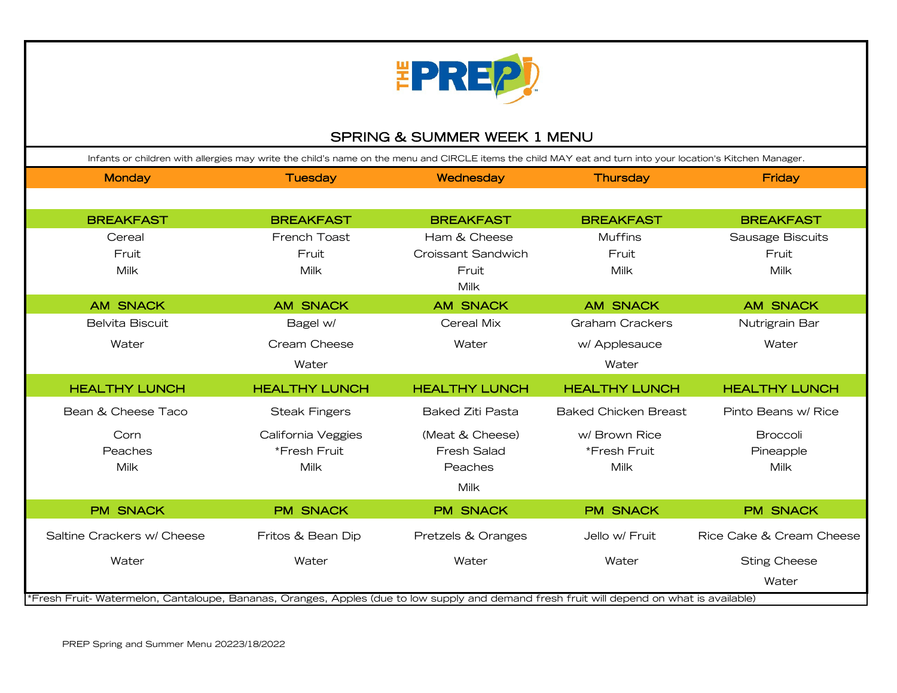# THE PREP!

## SPRING & SUMMER WEEK 1 MENU

Infants or children with allergies may write the child's name on the menu and CIRCLE items the child MAY eat and turn into your location's Kitchen Manager.

| Monday | Tuesday | Wednesday | Thursday | Friday |
|---|---|---|---|---|
| **BREAKFAST** | **BREAKFAST** | **BREAKFAST** | **BREAKFAST** | **BREAKFAST** |
| Cereal<br>Fruit<br>Milk | French Toast<br>Fruit<br>Milk | Ham & Cheese<br>Croissant Sandwich<br>Fruit<br>Milk | Muffins<br>Fruit<br>Milk | Sausage Biscuits<br>Fruit<br>Milk |
| **AM SNACK** | **AM SNACK** | **AM SNACK** | **AM SNACK** | **AM SNACK** |
| Belvita Biscuit<br>Water | Bagel w/<br>Cream Cheese<br>Water | Cereal Mix<br>Water | Graham Crackers<br>w/ Applesauce<br>Water | Nutrigrain Bar<br>Water |
| **HEALTHY LUNCH** | **HEALTHY LUNCH** | **HEALTHY LUNCH** | **HEALTHY LUNCH** | **HEALTHY LUNCH** |
| Bean & Cheese Taco<br>Corn<br>Peaches<br>Milk | Steak Fingers<br>California Veggies<br>*Fresh Fruit<br>Milk | Baked Ziti Pasta<br>(Meat & Cheese)<br>Fresh Salad<br>Peaches<br>Milk | Baked Chicken Breast<br>w/ Brown Rice<br>*Fresh Fruit<br>Milk | Pinto Beans w/ Rice<br>Broccoli<br>Pineapple<br>Milk |
| **PM SNACK** | **PM SNACK** | **PM SNACK** | **PM SNACK** | **PM SNACK** |
| Saltine Crackers w/ Cheese<br>Water | Fritos & Bean Dip<br>Water | Pretzels & Oranges<br>Water | Jello w/ Fruit<br>Water | Rice Cake & Cream Cheese<br>Sting Cheese<br>Water |

*Fresh Fruit- Watermelon, Cantaloupe, Bananas, Oranges, Apples (due to low supply and demand fresh fruit will depend on what is available)

PREP Spring and Summer Menu 20223/18/2022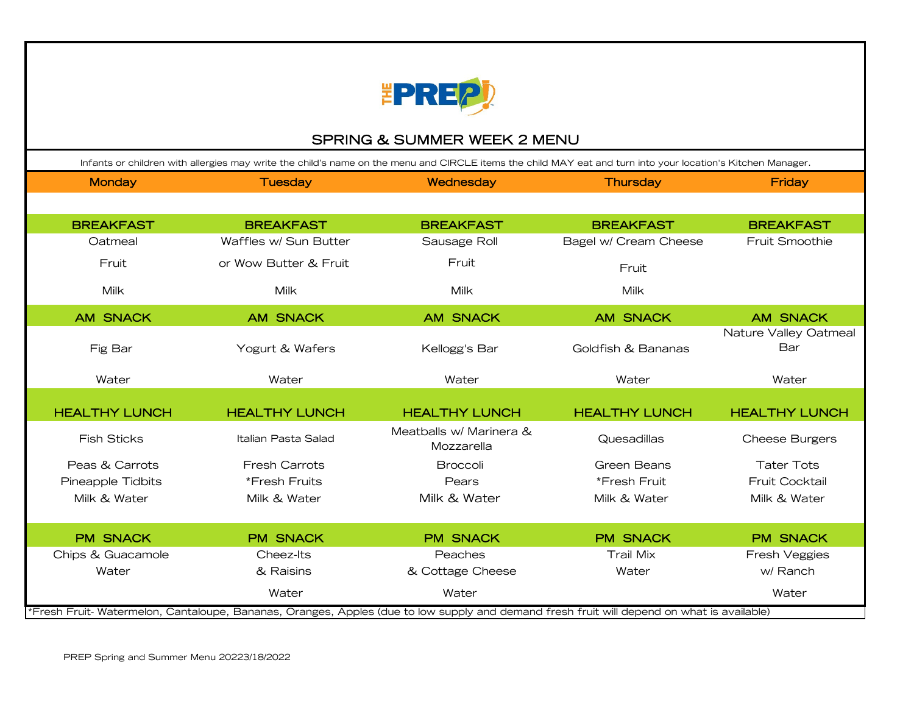# THE PREP!

## SPRING & SUMMER WEEK 2 MENU

Infants or children with allergies may write the child's name on the menu and CIRCLE items the child MAY eat and turn into your location's Kitchen Manager.

| Monday | Tuesday | Wednesday | Thursday | Friday |
|---|---|---|---|---|
| **BREAKFAST** | **BREAKFAST** | **BREAKFAST** | **BREAKFAST** | **BREAKFAST** |
| Oatmeal | Waffles w/ Sun Butter | Sausage Roll | Bagel w/ Cream Cheese | Fruit Smoothie |
| Fruit | or Wow Butter & Fruit | Fruit | Fruit | |
| Milk | Milk | Milk | Milk | |
| **AM SNACK** | **AM SNACK** | **AM SNACK** | **AM SNACK** | **AM SNACK** |
| Fig Bar | Yogurt & Wafers | Kellogg's Bar | Goldfish & Bananas | Nature Valley Oatmeal Bar |
| Water | Water | Water | Water | Water |
| **HEALTHY LUNCH** | **HEALTHY LUNCH** | **HEALTHY LUNCH** | **HEALTHY LUNCH** | **HEALTHY LUNCH** |
| Fish Sticks | Italian Pasta Salad | Meatballs w/ Marinera & Mozzarella | Quesadillas | Cheese Burgers |
| Peas & Carrots | Fresh Carrots | Broccoli | Green Beans | Tater Tots |
| Pineapple Tidbits | *Fresh Fruits | Pears | *Fresh Fruit | Fruit Cocktail |
| Milk & Water | Milk & Water | Milk & Water | Milk & Water | Milk & Water |
| **PM SNACK** | **PM SNACK** | **PM SNACK** | **PM SNACK** | **PM SNACK** |
| Chips & Guacamole | Cheez-Its | Peaches | Trail Mix | Fresh Veggies |
| Water | & Raisins | & Cottage Cheese | Water | w/ Ranch |
| | Water | Water | | Water |

*Fresh Fruit- Watermelon, Cantaloupe, Bananas, Oranges, Apples (due to low supply and demand fresh fruit will depend on what is available)

PREP Spring and Summer Menu 20223/18/2022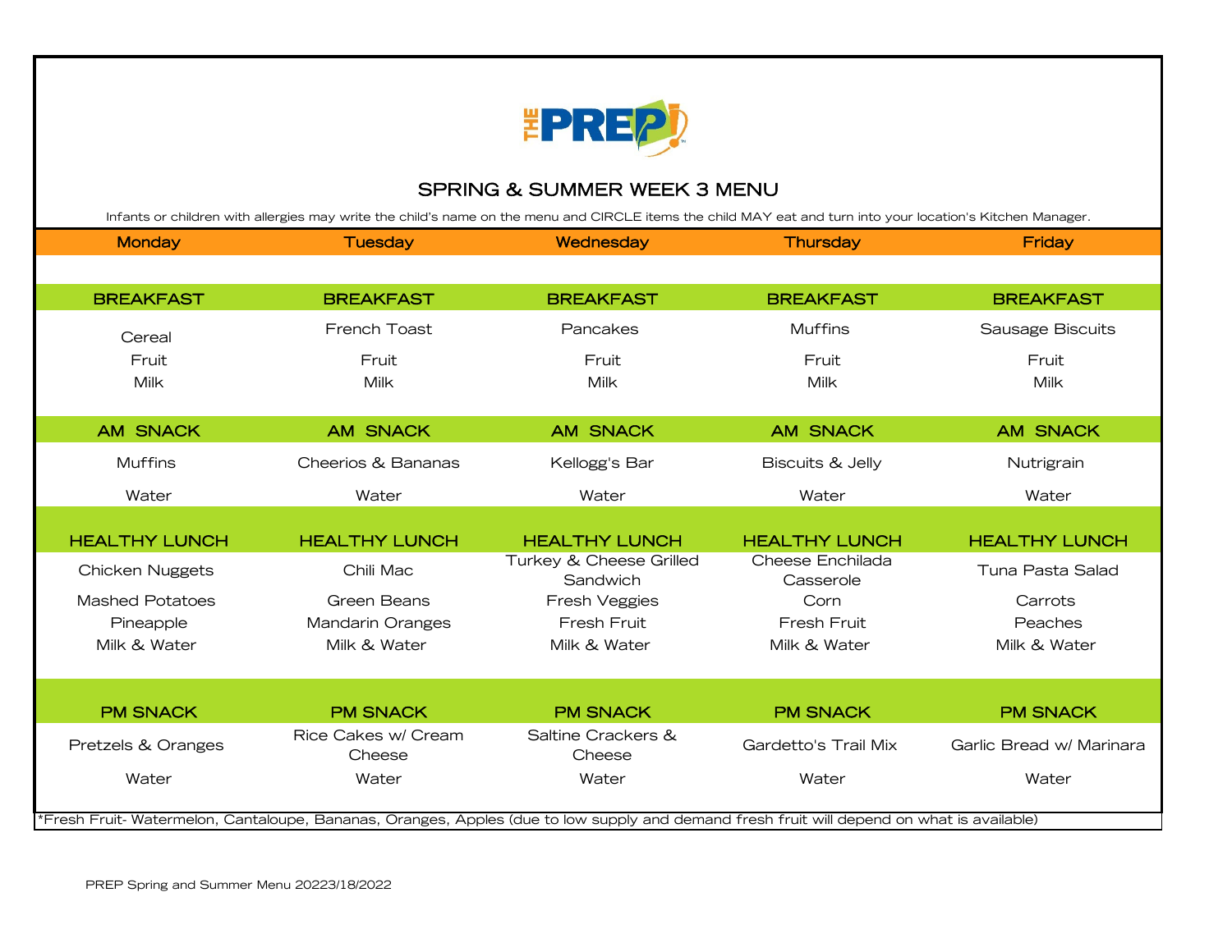# THE PREP

## SPRING & SUMMER WEEK 3 MENU

Infants or children with allergies may write the child's name on the menu and CIRCLE items the child MAY eat and turn into your location's Kitchen Manager.

| | Monday | Tuesday | Wednesday | Thursday | Friday |
|---|---|---|---|---|---|
| **BREAKFAST** | Cereal<br>Fruit<br>Milk | French Toast<br>Fruit<br>Milk | Pancakes<br>Fruit<br>Milk | Muffins<br>Fruit<br>Milk | Sausage Biscuits<br>Fruit<br>Milk |
| **AM SNACK** | Muffins<br>Water | Cheerios & Bananas<br>Water | Kellogg's Bar<br>Water | Biscuits & Jelly<br>Water | Nutrigrain<br>Water |
| **HEALTHY LUNCH** | Chicken Nuggets<br>Mashed Potatoes<br>Pineapple<br>Milk & Water | Chili Mac<br>Green Beans<br>Mandarin Oranges<br>Milk & Water | Turkey & Cheese Grilled Sandwich<br>Fresh Veggies<br>Fresh Fruit<br>Milk & Water | Cheese Enchilada Casserole<br>Corn<br>Fresh Fruit<br>Milk & Water | Tuna Pasta Salad<br>Carrots<br>Peaches<br>Milk & Water |
| **PM SNACK** | Pretzels & Oranges<br>Water | Rice Cakes w/ Cream Cheese<br>Water | Saltine Crackers & Cheese<br>Water | Gardetto's Trail Mix<br>Water | Garlic Bread w/ Marinara<br>Water |

*Fresh Fruit- Watermelon, Cantaloupe, Bananas, Oranges, Apples (due to low supply and demand fresh fruit will depend on what is available)

PREP Spring and Summer Menu 20223/18/2022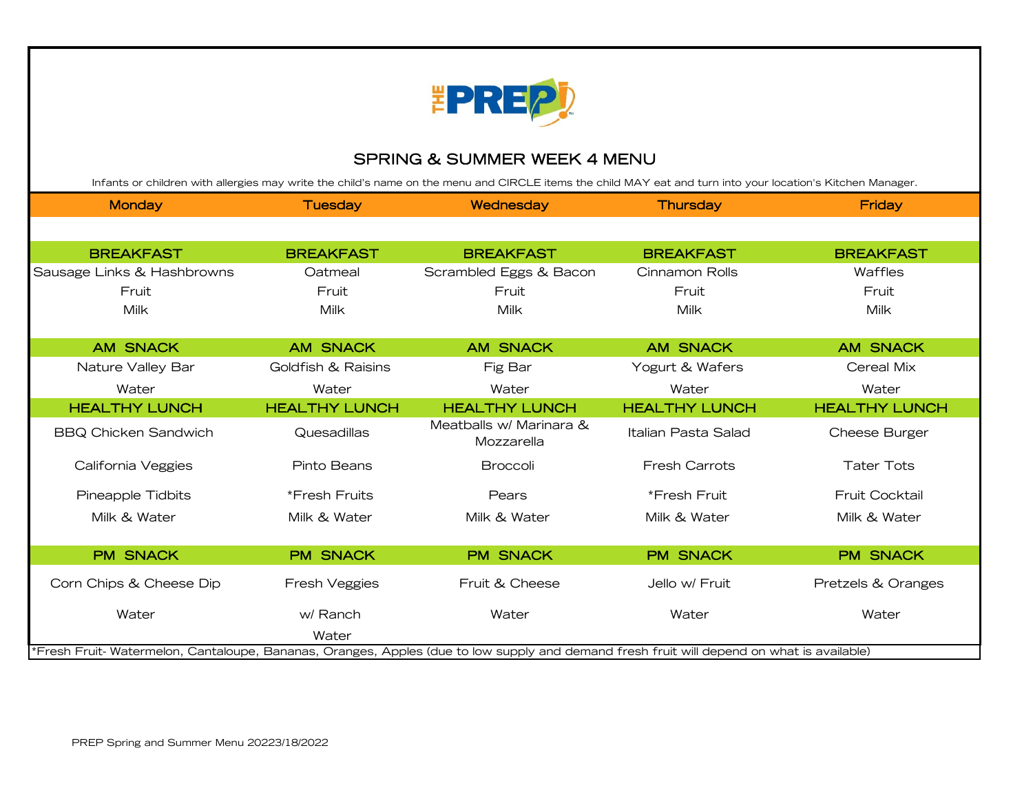# SPRING & SUMMER WEEK 4 MENU

Infants or children with allergies may write the child's name on the menu and CIRCLE items the child MAY eat and turn into your location's Kitchen Manager.

| Monday | Tuesday | Wednesday | Thursday | Friday |
| --- | --- | --- | --- | --- |
| **BREAKFAST** | **BREAKFAST** | **BREAKFAST** | **BREAKFAST** | **BREAKFAST** |
| Sausage Links & Hashbrowns | Oatmeal | Scrambled Eggs & Bacon | Cinnamon Rolls | Waffles |
| Fruit | Fruit | Fruit | Fruit | Fruit |
| Milk | Milk | Milk | Milk | Milk |
| **AM SNACK** | **AM SNACK** | **AM SNACK** | **AM SNACK** | **AM SNACK** |
| Nature Valley Bar | Goldfish & Raisins | Fig Bar | Yogurt & Wafers | Cereal Mix |
| Water | Water | Water | Water | Water |
| **HEALTHY LUNCH** | **HEALTHY LUNCH** | **HEALTHY LUNCH** | **HEALTHY LUNCH** | **HEALTHY LUNCH** |
| BBQ Chicken Sandwich | Quesadillas | Meatballs w/ Marinara & Mozzarella | Italian Pasta Salad | Cheese Burger |
| California Veggies | Pinto Beans | Broccoli | Fresh Carrots | Tater Tots |
| Pineapple Tidbits | *Fresh Fruits | Pears | *Fresh Fruit | Fruit Cocktail |
| Milk & Water | Milk & Water | Milk & Water | Milk & Water | Milk & Water |
| **PM SNACK** | **PM SNACK** | **PM SNACK** | **PM SNACK** | **PM SNACK** |
| Corn Chips & Cheese Dip | Fresh Veggies | Fruit & Cheese | Jello w/ Fruit | Pretzels & Oranges |
| Water | w/ Ranch | Water | Water | Water |
| | Water | | | |

*Fresh Fruit- Watermelon, Cantaloupe, Bananas, Oranges, Apples (due to low supply and demand fresh fruit will depend on what is available)

PREP Spring and Summer Menu 20223/18/2022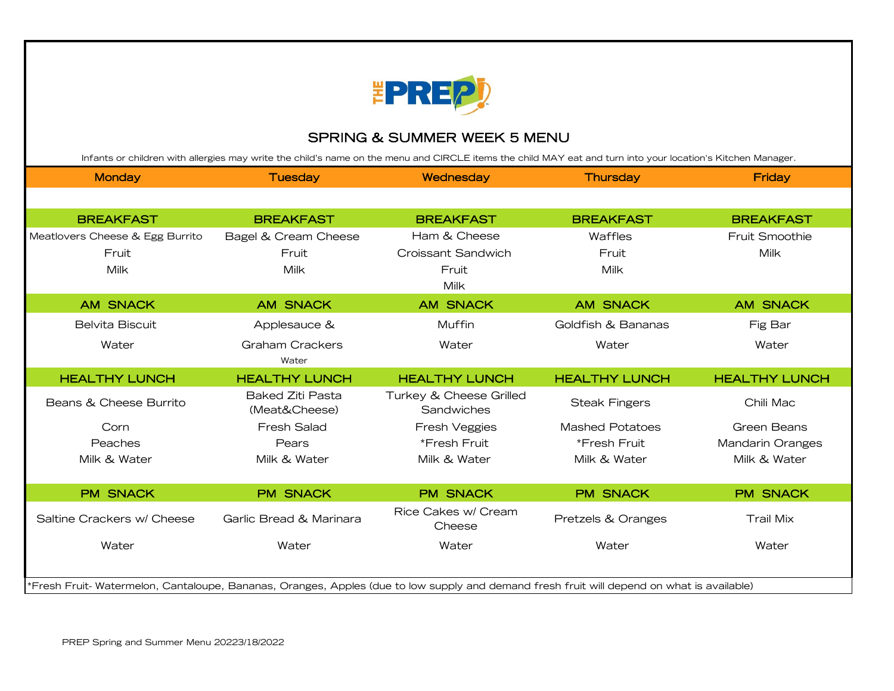# SPRING & SUMMER WEEK 5 MENU

Infants or children with allergies may write the child's name on the menu and CIRCLE items the child MAY eat and turn into your location's Kitchen Manager.

| Monday | Tuesday | Wednesday | Thursday | Friday |
|---|---|---|---|---|
| **BREAKFAST** | **BREAKFAST** | **BREAKFAST** | **BREAKFAST** | **BREAKFAST** |
| Meatlovers Cheese & Egg Burrito<br>Fruit<br>Milk | Bagel & Cream Cheese<br>Fruit<br>Milk | Ham & Cheese<br>Croissant Sandwich<br>Fruit<br>Milk | Waffles<br>Fruit<br>Milk | Fruit Smoothie<br>Milk |
| **AM SNACK** | **AM SNACK** | **AM SNACK** | **AM SNACK** | **AM SNACK** |
| Belvita Biscuit<br>Water | Applesauce &<br>Graham Crackers<br>Water | Muffin<br>Water | Goldfish & Bananas<br>Water | Fig Bar<br>Water |
| **HEALTHY LUNCH** | **HEALTHY LUNCH** | **HEALTHY LUNCH** | **HEALTHY LUNCH** | **HEALTHY LUNCH** |
| Beans & Cheese Burrito<br>Corn<br>Peaches<br>Milk & Water | Baked Ziti Pasta (Meat&Cheese)<br>Fresh Salad<br>Pears<br>Milk & Water | Turkey & Cheese Grilled Sandwiches<br>Fresh Veggies<br>*Fresh Fruit<br>Milk & Water | Steak Fingers<br>Mashed Potatoes<br>*Fresh Fruit<br>Milk & Water | Chili Mac<br>Green Beans<br>Mandarin Oranges<br>Milk & Water |
| **PM SNACK** | **PM SNACK** | **PM SNACK** | **PM SNACK** | **PM SNACK** |
| Saltine Crackers w/ Cheese<br>Water | Garlic Bread & Marinara<br>Water | Rice Cakes w/ Cream Cheese<br>Water | Pretzels & Oranges<br>Water | Trail Mix<br>Water |

*Fresh Fruit- Watermelon, Cantaloupe, Bananas, Oranges, Apples (due to low supply and demand fresh fruit will depend on what is available)

PREP Spring and Summer Menu 20223/18/2022